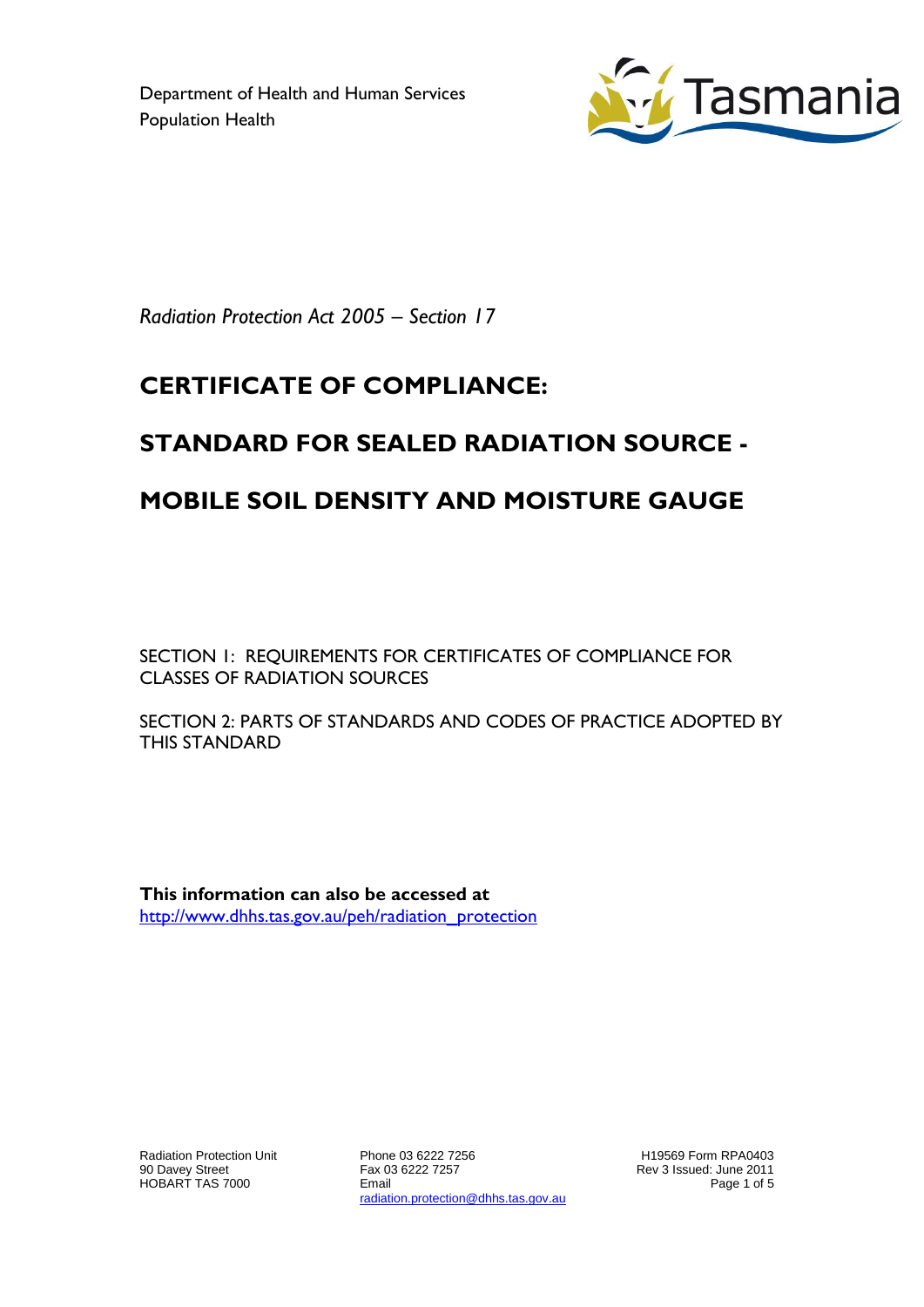Department of Health and Human Services
Population Health

*Radiation Protection Act 2005 – Section 17*

# CERTIFICATE OF COMPLIANCE:

# STANDARD FOR SEALED RADIATION SOURCE -

# MOBILE SOIL DENSITY AND MOISTURE GAUGE

SECTION 1: REQUIREMENTS FOR CERTIFICATES OF COMPLIANCE FOR CLASSES OF RADIATION SOURCES

SECTION 2: PARTS OF STANDARDS AND CODES OF PRACTICE ADOPTED BY THIS STANDARD

**This information can also be accessed at**
http://www.dhhs.tas.gov.au/peh/radiation_protection

Radiation Protection Unit
90 Davey Street
HOBART TAS 7000

Phone 03 6222 7256
Fax 03 6222 7257
Email
radiation.protection@dhhs.tas.gov.au

H19569 Form RPA0403
Rev 3 Issued: June 2011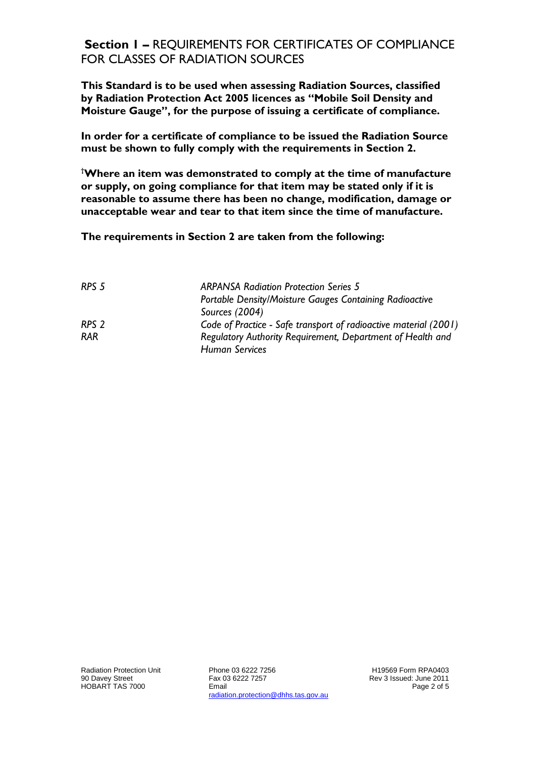## **Section 1 –** REQUIREMENTS FOR CERTIFICATES OF COMPLIANCE FOR CLASSES OF RADIATION SOURCES

**This Standard is to be used when assessing Radiation Sources, classified by Radiation Protection Act 2005 licences as "Mobile Soil Density and Moisture Gauge", for the purpose of issuing a certificate of compliance.**

**In order for a certificate of compliance to be issued the Radiation Source must be shown to fully comply with the requirements in Section 2.**

†**Where an item was demonstrated to comply at the time of manufacture or supply, on going compliance for that item may be stated only if it is reasonable to assume there has been no change, modification, damage or unacceptable wear and tear to that item since the time of manufacture.**

**The requirements in Section 2 are taken from the following:**

| | |
|---|---|
| *RPS 5* | *ARPANSA Radiation Protection Series 5 Portable Density/Moisture Gauges Containing Radioactive Sources (2004)* |
| *RPS 2* | *Code of Practice - Safe transport of radioactive material (2001)* |
| *RAR* | *Regulatory Authority Requirement, Department of Health and Human Services* |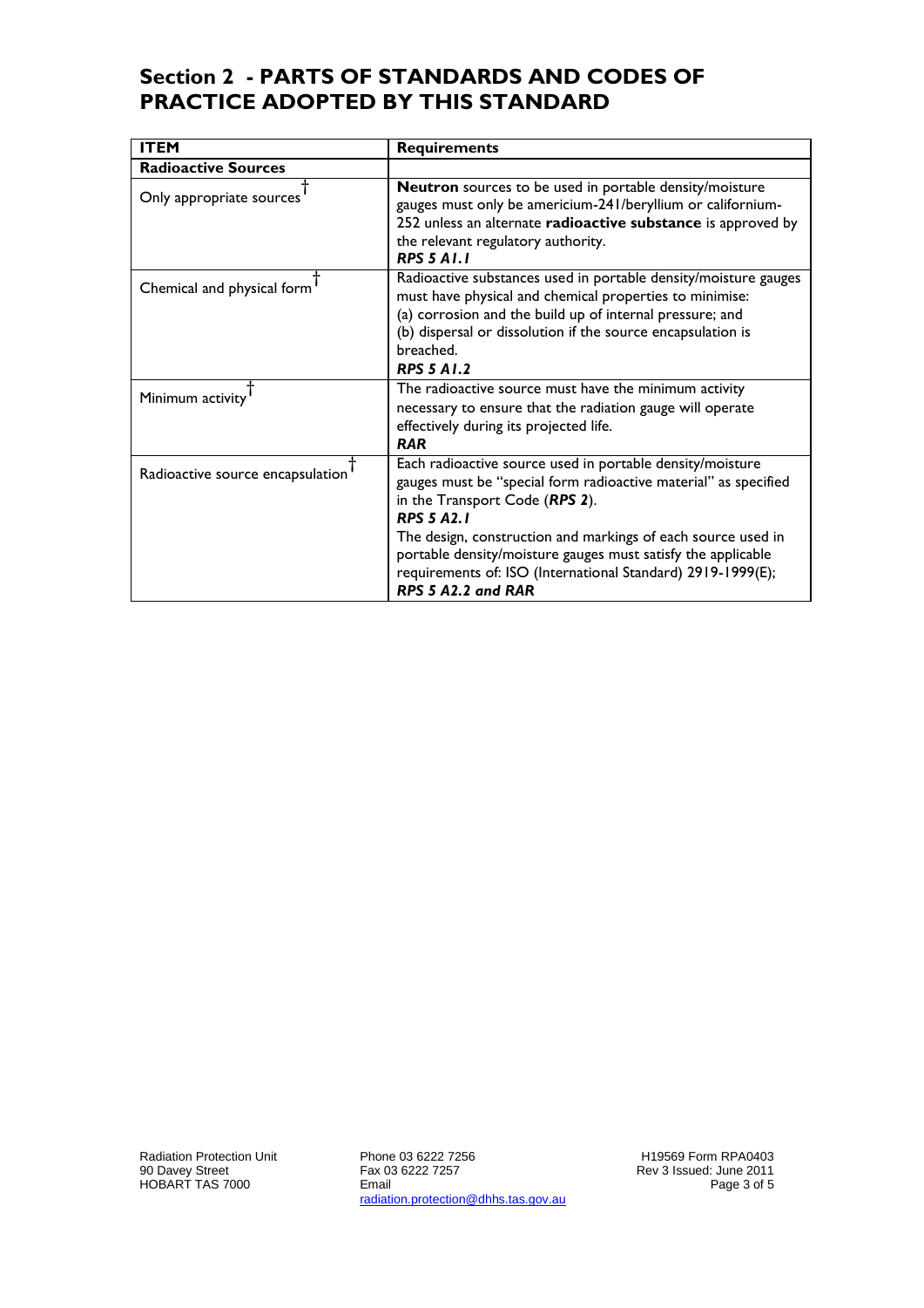## Section 2 - PARTS OF STANDARDS AND CODES OF PRACTICE ADOPTED BY THIS STANDARD

| ITEM | Requirements |
| --- | --- |
| **Radioactive Sources** | |
| Only appropriate sources † | **Neutron** sources to be used in portable density/moisture gauges must only be americium-241/beryllium or californium-252 unless an alternate **radioactive substance** is approved by the relevant regulatory authority. ***RPS 5 A1.1*** |
| Chemical and physical form † | Radioactive substances used in portable density/moisture gauges must have physical and chemical properties to minimise: (a) corrosion and the build up of internal pressure; and (b) dispersal or dissolution if the source encapsulation is breached. ***RPS 5 A1.2*** |
| Minimum activity † | The radioactive source must have the minimum activity necessary to ensure that the radiation gauge will operate effectively during its projected life. ***RAR*** |
| Radioactive source encapsulation † | Each radioactive source used in portable density/moisture gauges must be "special form radioactive material" as specified in the Transport Code (***RPS 2***). ***RPS 5 A2.1*** The design, construction and markings of each source used in portable density/moisture gauges must satisfy the applicable requirements of: ISO (International Standard) 2919-1999(E); ***RPS 5 A2.2 and RAR*** |

Radiation Protection Unit
90 Davey Street
HOBART TAS 7000

Phone 03 6222 7256
Fax 03 6222 7257
Email
radiation.protection@dhhs.tas.gov.au

H19569 Form RPA0403
Rev 3 Issued: June 2011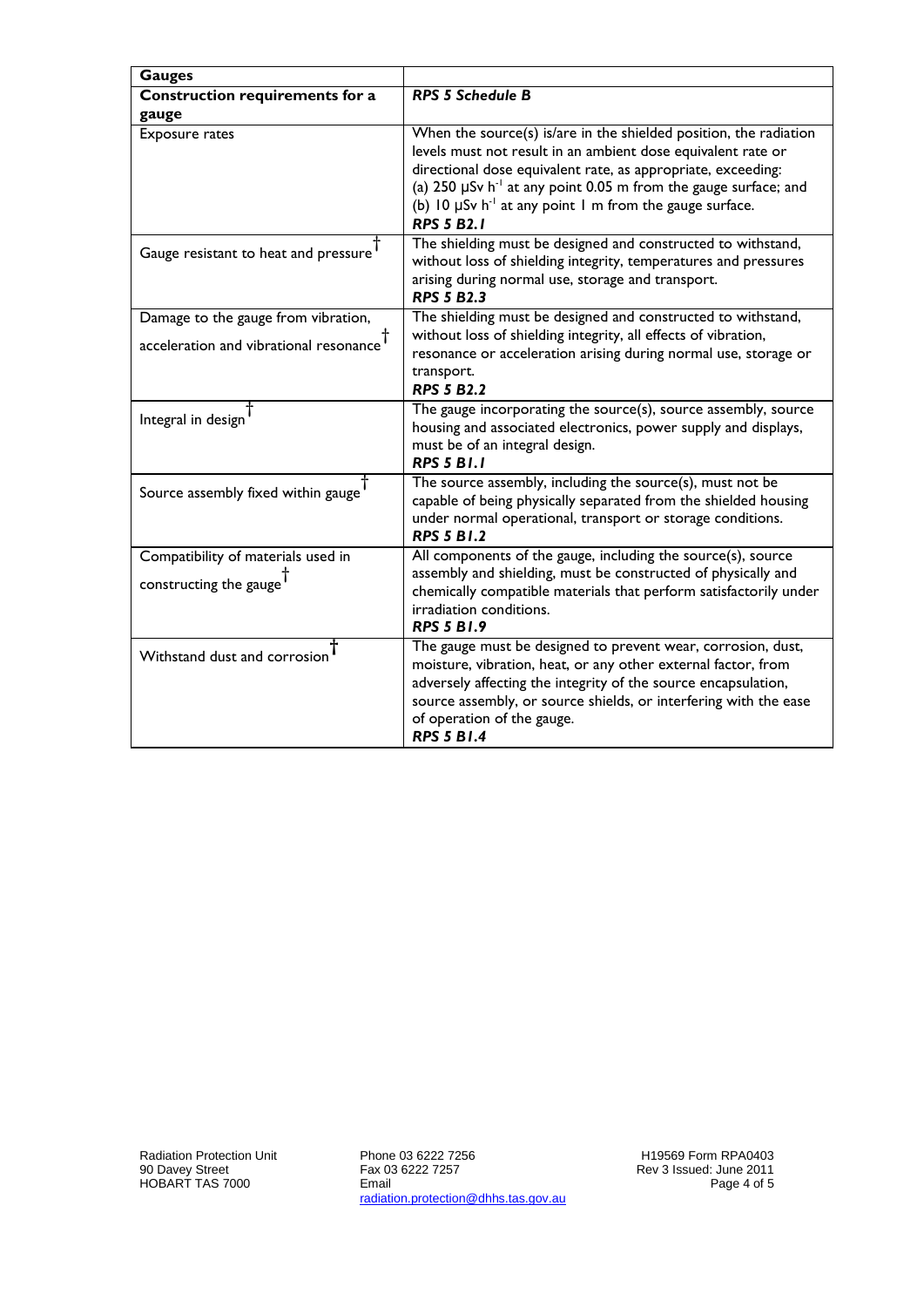| **Gauges** | |
|---|---|
| **Construction requirements for a gauge** | ***RPS 5 Schedule B*** |
| Exposure rates | When the source(s) is/are in the shielded position, the radiation levels must not result in an ambient dose equivalent rate or directional dose equivalent rate, as appropriate, exceeding: (a) 250 μSv $h^{-1}$ at any point 0.05 m from the gauge surface; and (b) 10 μSv $h^{-1}$ at any point 1 m from the gauge surface. ***RPS 5 B2.1*** |
| Gauge resistant to heat and pressure † | The shielding must be designed and constructed to withstand, without loss of shielding integrity, temperatures and pressures arising during normal use, storage and transport. ***RPS 5 B2.3*** |
| Damage to the gauge from vibration, acceleration and vibrational resonance † | The shielding must be designed and constructed to withstand, without loss of shielding integrity, all effects of vibration, resonance or acceleration arising during normal use, storage or transport. ***RPS 5 B2.2*** |
| Integral in design † | The gauge incorporating the source(s), source assembly, source housing and associated electronics, power supply and displays, must be of an integral design. ***RPS 5 B1.1*** |
| Source assembly fixed within gauge † | The source assembly, including the source(s), must not be capable of being physically separated from the shielded housing under normal operational, transport or storage conditions. ***RPS 5 B1.2*** |
| Compatibility of materials used in constructing the gauge † | All components of the gauge, including the source(s), source assembly and shielding, must be constructed of physically and chemically compatible materials that perform satisfactorily under irradiation conditions. ***RPS 5 B1.9*** |
| Withstand dust and corrosion † | The gauge must be designed to prevent wear, corrosion, dust, moisture, vibration, heat, or any other external factor, from adversely affecting the integrity of the source encapsulation, source assembly, or source shields, or interfering with the ease of operation of the gauge. ***RPS 5 B1.4*** |

Radiation Protection Unit
90 Davey Street
HOBART TAS 7000

Phone 03 6222 7256
Fax 03 6222 7257
Email
radiation.protection@dhhs.tas.gov.au

H19569 Form RPA0403
Rev 3 Issued: June 2011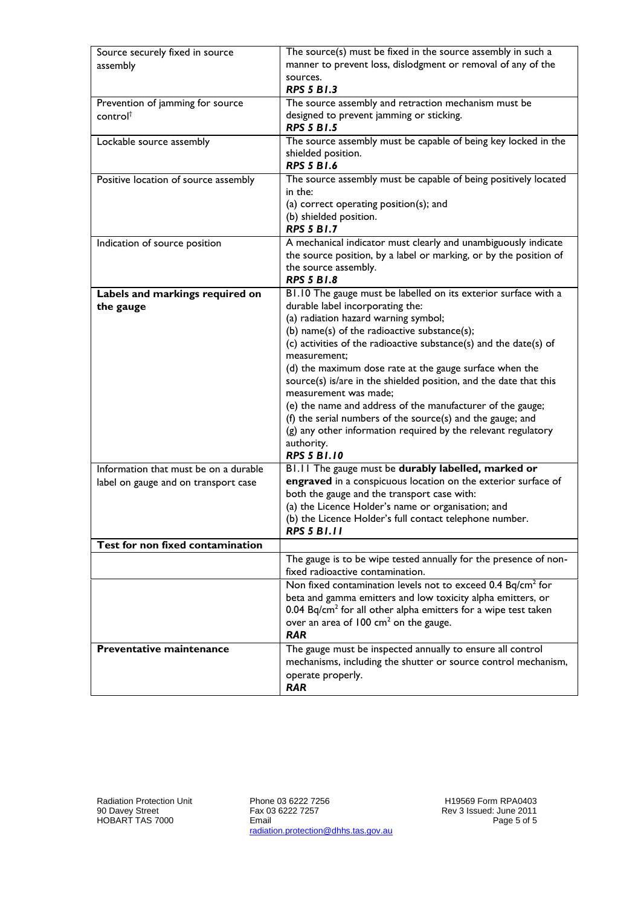| | |
|---|---|
| Source securely fixed in source assembly | The source(s) must be fixed in the source assembly in such a manner to prevent loss, dislodgment or removal of any of the sources.<br>***RPS 5 B1.3*** |
| Prevention of jamming for source control[†] | The source assembly and retraction mechanism must be designed to prevent jamming or sticking.<br>***RPS 5 B1.5*** |
| Lockable source assembly | The source assembly must be capable of being key locked in the shielded position.<br>***RPS 5 B1.6*** |
| Positive location of source assembly | The source assembly must be capable of being positively located in the:<br>(a) correct operating position(s); and<br>(b) shielded position.<br>***RPS 5 B1.7*** |
| Indication of source position | A mechanical indicator must clearly and unambiguously indicate the source position, by a label or marking, or by the position of the source assembly.<br>***RPS 5 B1.8*** |
| **Labels and markings required on the gauge** | B1.10 The gauge must be labelled on its exterior surface with a durable label incorporating the:<br>(a) radiation hazard warning symbol;<br>(b) name(s) of the radioactive substance(s);<br>(c) activities of the radioactive substance(s) and the date(s) of measurement;<br>(d) the maximum dose rate at the gauge surface when the source(s) is/are in the shielded position, and the date that this measurement was made;<br>(e) the name and address of the manufacturer of the gauge;<br>(f) the serial numbers of the source(s) and the gauge; and<br>(g) any other information required by the relevant regulatory authority.<br>***RPS 5 B1.10*** |
| Information that must be on a durable label on gauge and on transport case | B1.11 The gauge must be **durably labelled, marked or engraved** in a conspicuous location on the exterior surface of both the gauge and the transport case with:<br>(a) the Licence Holder's name or organisation; and<br>(b) the Licence Holder's full contact telephone number.<br>***RPS 5 B1.11*** |
| **Test for non fixed contamination** | |
| | The gauge is to be wipe tested annually for the presence of non-fixed radioactive contamination. |
| | Non fixed contamination levels not to exceed 0.4 $Bq/cm^2$ for beta and gamma emitters and low toxicity alpha emitters, or 0.04 $Bq/cm^2$ for all other alpha emitters for a wipe test taken over an area of 100 $cm^2$ on the gauge.<br>***RAR*** |
| **Preventative maintenance** | The gauge must be inspected annually to ensure all control mechanisms, including the shutter or source control mechanism, operate properly.<br>***RAR*** |

Radiation Protection Unit
90 Davey Street
HOBART TAS 7000

Phone 03 6222 7256
Fax 03 6222 7257
Email
radiation.protection@dhhs.tas.gov.au

H19569 Form RPA0403
Rev 3 Issued: June 2011